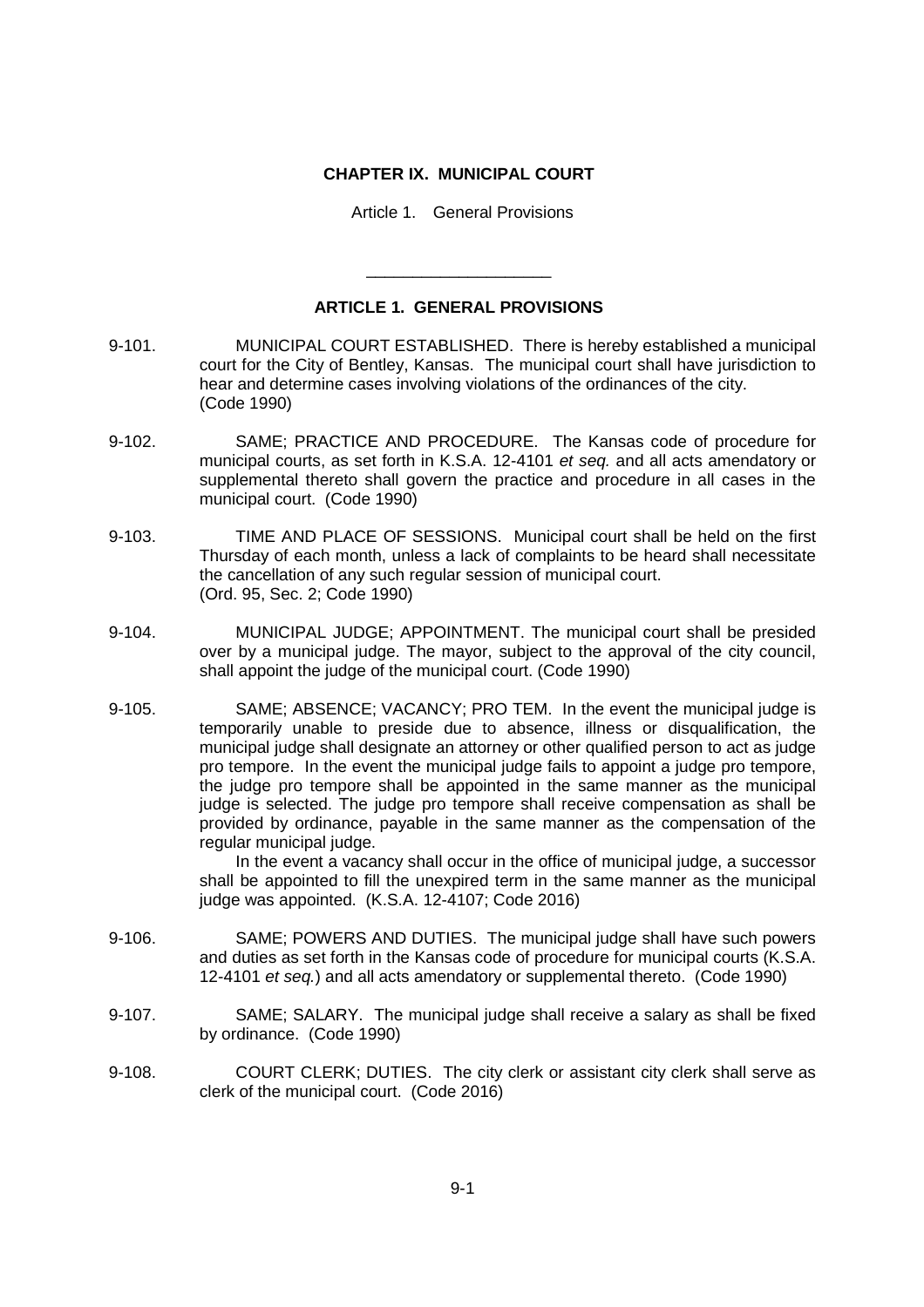# CHAPTER IX. MUNICIPAL COURT

Article 1. General Provisions

---

## ARTICLE 1. GENERAL PROVISIONS

9-101. MUNICIPAL COURT ESTABLISHED. There is hereby established a municipal court for the City of Bentley, Kansas. The municipal court shall have jurisdiction to hear and determine cases involving violations of the ordinances of the city. (Code 1990)

9-102. SAME; PRACTICE AND PROCEDURE. The Kansas code of procedure for municipal courts, as set forth in K.S.A. 12-4101 *et seq.* and all acts amendatory or supplemental thereto shall govern the practice and procedure in all cases in the municipal court. (Code 1990)

9-103. TIME AND PLACE OF SESSIONS. Municipal court shall be held on the first Thursday of each month, unless a lack of complaints to be heard shall necessitate the cancellation of any such regular session of municipal court. (Ord. 95, Sec. 2; Code 1990)

9-104. MUNICIPAL JUDGE; APPOINTMENT. The municipal court shall be presided over by a municipal judge. The mayor, subject to the approval of the city council, shall appoint the judge of the municipal court. (Code 1990)

9-105. SAME; ABSENCE; VACANCY; PRO TEM. In the event the municipal judge is temporarily unable to preside due to absence, illness or disqualification, the municipal judge shall designate an attorney or other qualified person to act as judge pro tempore. In the event the municipal judge fails to appoint a judge pro tempore, the judge pro tempore shall be appointed in the same manner as the municipal judge is selected. The judge pro tempore shall receive compensation as shall be provided by ordinance, payable in the same manner as the compensation of the regular municipal judge.

In the event a vacancy shall occur in the office of municipal judge, a successor shall be appointed to fill the unexpired term in the same manner as the municipal judge was appointed. (K.S.A. 12-4107; Code 2016)

9-106. SAME; POWERS AND DUTIES. The municipal judge shall have such powers and duties as set forth in the Kansas code of procedure for municipal courts (K.S.A. 12-4101 *et seq.*) and all acts amendatory or supplemental thereto. (Code 1990)

9-107. SAME; SALARY. The municipal judge shall receive a salary as shall be fixed by ordinance. (Code 1990)

9-108. COURT CLERK; DUTIES. The city clerk or assistant city clerk shall serve as clerk of the municipal court. (Code 2016)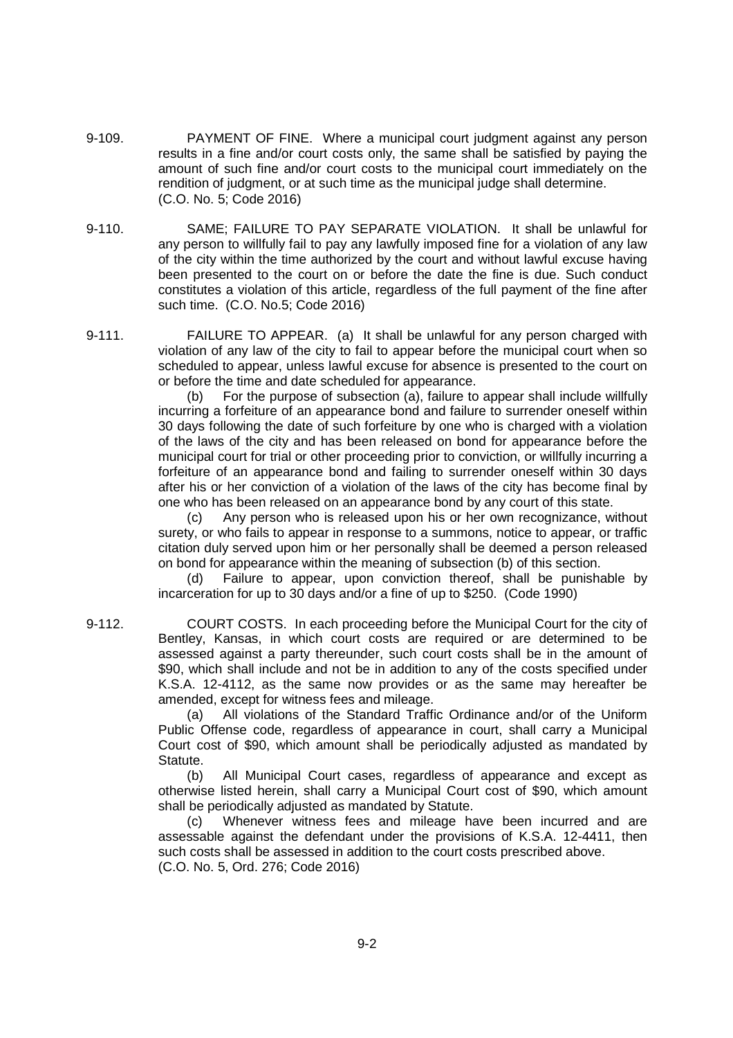9-109. PAYMENT OF FINE. Where a municipal court judgment against any person results in a fine and/or court costs only, the same shall be satisfied by paying the amount of such fine and/or court costs to the municipal court immediately on the rendition of judgment, or at such time as the municipal judge shall determine. (C.O. No. 5; Code 2016)

9-110. SAME; FAILURE TO PAY SEPARATE VIOLATION. It shall be unlawful for any person to willfully fail to pay any lawfully imposed fine for a violation of any law of the city within the time authorized by the court and without lawful excuse having been presented to the court on or before the date the fine is due. Such conduct constitutes a violation of this article, regardless of the full payment of the fine after such time. (C.O. No.5; Code 2016)

9-111. FAILURE TO APPEAR. (a) It shall be unlawful for any person charged with violation of any law of the city to fail to appear before the municipal court when so scheduled to appear, unless lawful excuse for absence is presented to the court on or before the time and date scheduled for appearance.

(b) For the purpose of subsection (a), failure to appear shall include willfully incurring a forfeiture of an appearance bond and failure to surrender oneself within 30 days following the date of such forfeiture by one who is charged with a violation of the laws of the city and has been released on bond for appearance before the municipal court for trial or other proceeding prior to conviction, or willfully incurring a forfeiture of an appearance bond and failing to surrender oneself within 30 days after his or her conviction of a violation of the laws of the city has become final by one who has been released on an appearance bond by any court of this state.

(c) Any person who is released upon his or her own recognizance, without surety, or who fails to appear in response to a summons, notice to appear, or traffic citation duly served upon him or her personally shall be deemed a person released on bond for appearance within the meaning of subsection (b) of this section.

(d) Failure to appear, upon conviction thereof, shall be punishable by incarceration for up to 30 days and/or a fine of up to $250. (Code 1990)

9-112. COURT COSTS. In each proceeding before the Municipal Court for the city of Bentley, Kansas, in which court costs are required or are determined to be assessed against a party thereunder, such court costs shall be in the amount of $90, which shall include and not be in addition to any of the costs specified under K.S.A. 12-4112, as the same now provides or as the same may hereafter be amended, except for witness fees and mileage.

(a) All violations of the Standard Traffic Ordinance and/or of the Uniform Public Offense code, regardless of appearance in court, shall carry a Municipal Court cost of $90, which amount shall be periodically adjusted as mandated by Statute.

(b) All Municipal Court cases, regardless of appearance and except as otherwise listed herein, shall carry a Municipal Court cost of $90, which amount shall be periodically adjusted as mandated by Statute.

(c) Whenever witness fees and mileage have been incurred and are assessable against the defendant under the provisions of K.S.A. 12-4411, then such costs shall be assessed in addition to the court costs prescribed above. (C.O. No. 5, Ord. 276; Code 2016)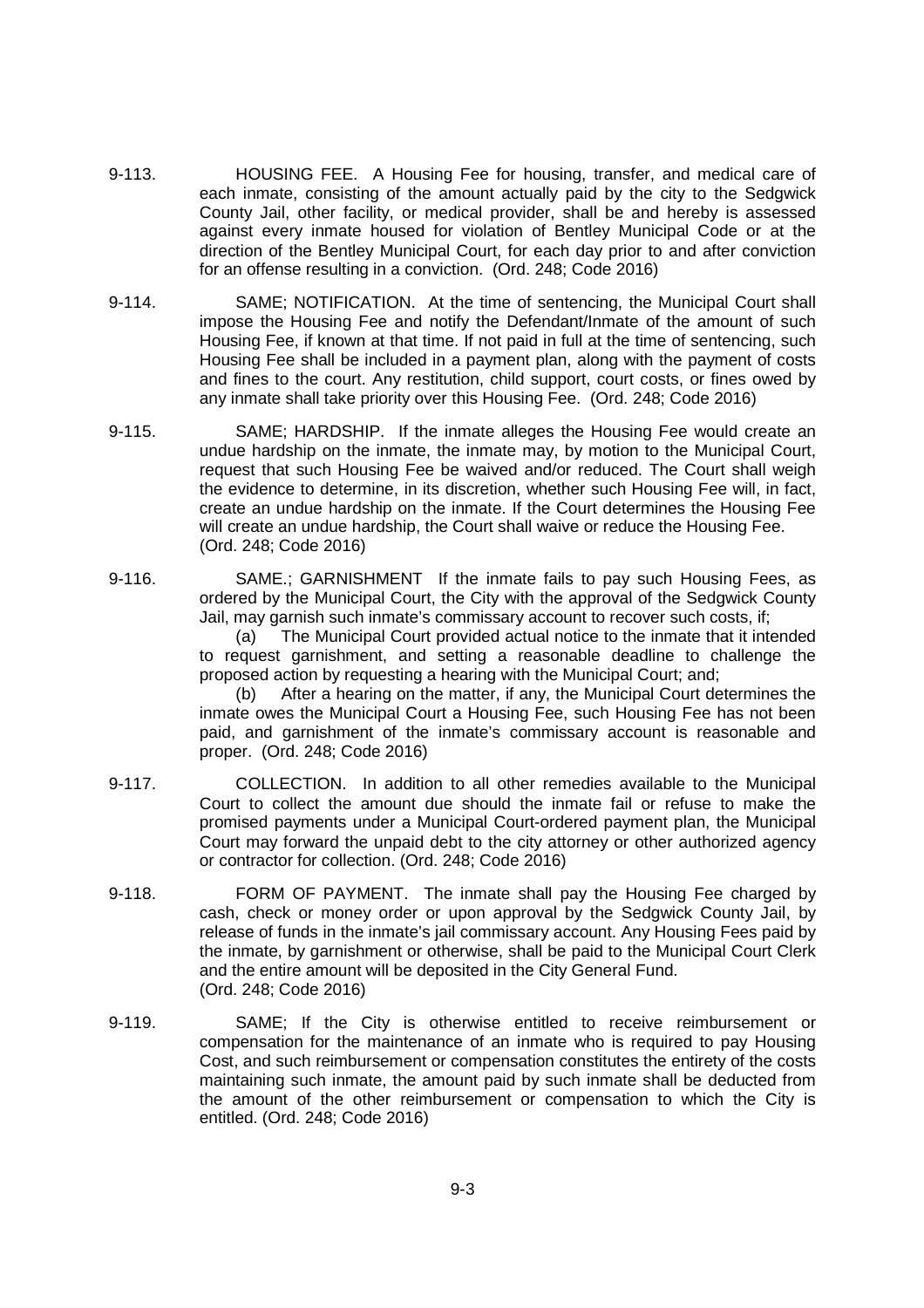9-113. HOUSING FEE. A Housing Fee for housing, transfer, and medical care of each inmate, consisting of the amount actually paid by the city to the Sedgwick County Jail, other facility, or medical provider, shall be and hereby is assessed against every inmate housed for violation of Bentley Municipal Code or at the direction of the Bentley Municipal Court, for each day prior to and after conviction for an offense resulting in a conviction. (Ord. 248; Code 2016)

9-114. SAME; NOTIFICATION. At the time of sentencing, the Municipal Court shall impose the Housing Fee and notify the Defendant/Inmate of the amount of such Housing Fee, if known at that time. If not paid in full at the time of sentencing, such Housing Fee shall be included in a payment plan, along with the payment of costs and fines to the court. Any restitution, child support, court costs, or fines owed by any inmate shall take priority over this Housing Fee. (Ord. 248; Code 2016)

9-115. SAME; HARDSHIP. If the inmate alleges the Housing Fee would create an undue hardship on the inmate, the inmate may, by motion to the Municipal Court, request that such Housing Fee be waived and/or reduced. The Court shall weigh the evidence to determine, in its discretion, whether such Housing Fee will, in fact, create an undue hardship on the inmate. If the Court determines the Housing Fee will create an undue hardship, the Court shall waive or reduce the Housing Fee. (Ord. 248; Code 2016)

9-116. SAME.; GARNISHMENT If the inmate fails to pay such Housing Fees, as ordered by the Municipal Court, the City with the approval of the Sedgwick County Jail, may garnish such inmate's commissary account to recover such costs, if;

(a) The Municipal Court provided actual notice to the inmate that it intended to request garnishment, and setting a reasonable deadline to challenge the proposed action by requesting a hearing with the Municipal Court; and;

(b) After a hearing on the matter, if any, the Municipal Court determines the inmate owes the Municipal Court a Housing Fee, such Housing Fee has not been paid, and garnishment of the inmate's commissary account is reasonable and proper. (Ord. 248; Code 2016)

9-117. COLLECTION. In addition to all other remedies available to the Municipal Court to collect the amount due should the inmate fail or refuse to make the promised payments under a Municipal Court-ordered payment plan, the Municipal Court may forward the unpaid debt to the city attorney or other authorized agency or contractor for collection. (Ord. 248; Code 2016)

9-118. FORM OF PAYMENT. The inmate shall pay the Housing Fee charged by cash, check or money order or upon approval by the Sedgwick County Jail, by release of funds in the inmate's jail commissary account. Any Housing Fees paid by the inmate, by garnishment or otherwise, shall be paid to the Municipal Court Clerk and the entire amount will be deposited in the City General Fund. (Ord. 248; Code 2016)

9-119. SAME; If the City is otherwise entitled to receive reimbursement or compensation for the maintenance of an inmate who is required to pay Housing Cost, and such reimbursement or compensation constitutes the entirety of the costs maintaining such inmate, the amount paid by such inmate shall be deducted from the amount of the other reimbursement or compensation to which the City is entitled. (Ord. 248; Code 2016)